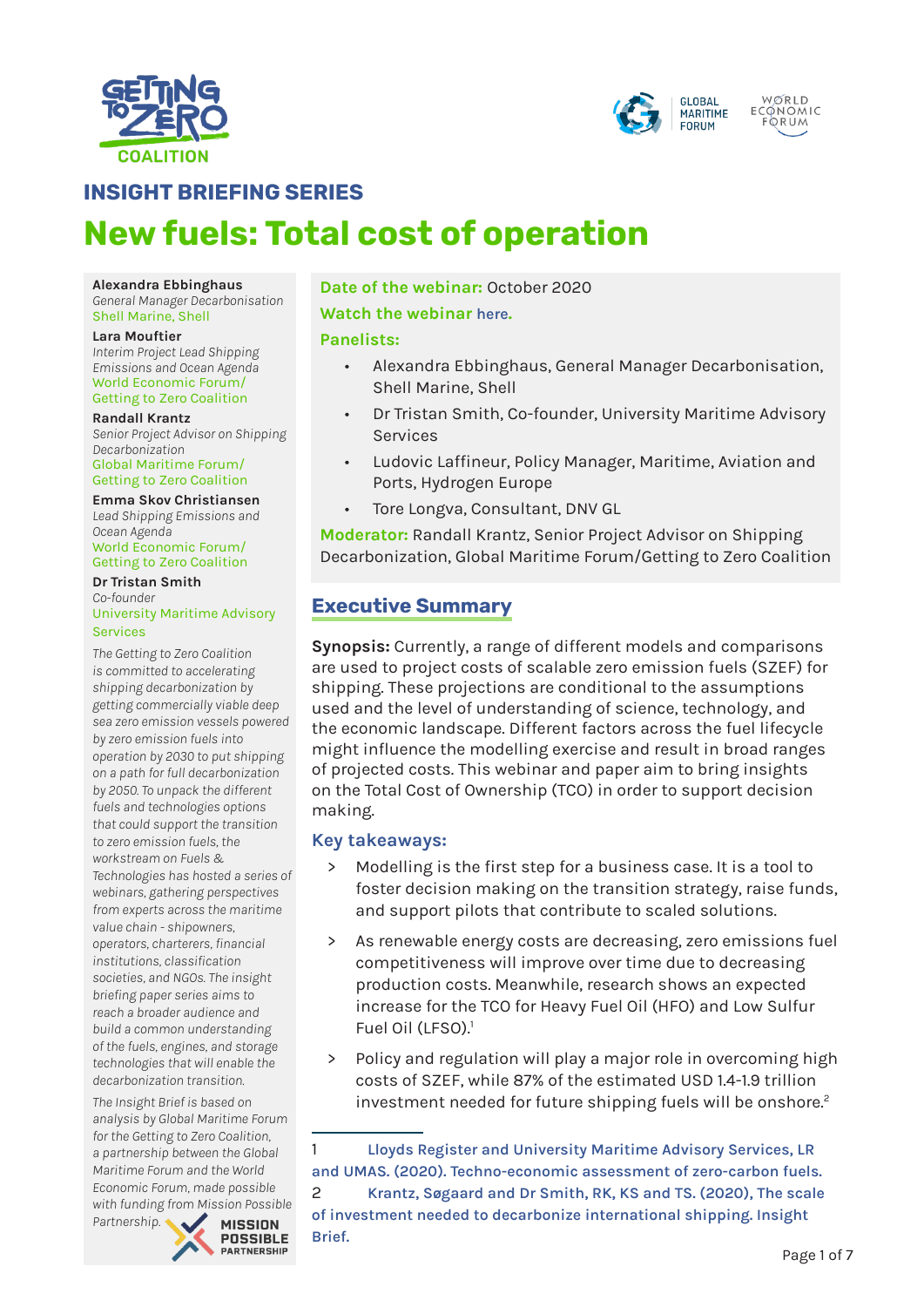# INSIGHT BRIEFING SERIES

# New fuels: Total cost of operation

**Alexandra Ebbinghaus**
*General Manager Decarbonisation*
Shell Marine, Shell

**Lara Mouftier**
*Interim Project Lead Shipping Emissions and Ocean Agenda*
World Economic Forum/ Getting to Zero Coalition

**Randall Krantz**
*Senior Project Advisor on Shipping Decarbonization*
Global Maritime Forum/ Getting to Zero Coalition

**Emma Skov Christiansen**
*Lead Shipping Emissions and Ocean Agenda*
World Economic Forum/ Getting to Zero Coalition

**Dr Tristan Smith**
*Co-founder*
University Maritime Advisory Services

*The Getting to Zero Coalition is committed to accelerating shipping decarbonization by getting commercially viable deep sea zero emission vessels powered by zero emission fuels into operation by 2030 to put shipping on a path for full decarbonization by 2050. To unpack the different fuels and technologies options that could support the transition to zero emission fuels, the workstream on Fuels & Technologies has hosted a series of webinars, gathering perspectives from experts across the maritime value chain - shipowners, operators, charterers, financial institutions, classification societies, and NGOs. The insight briefing paper series aims to reach a broader audience and build a common understanding of the fuels, engines, and storage technologies that will enable the decarbonization transition.*

*The Insight Brief is based on analysis by Global Maritime Forum for the Getting to Zero Coalition, a partnership between the Global Maritime Forum and the World Economic Forum, made possible with funding from Mission Possible Partnership.*

**Date of the webinar:** October 2020

**Watch the webinar** here.

**Panelists:**

- Alexandra Ebbinghaus, General Manager Decarbonisation, Shell Marine, Shell
- Dr Tristan Smith, Co-founder, University Maritime Advisory Services
- Ludovic Laffineur, Policy Manager, Maritime, Aviation and Ports, Hydrogen Europe
- Tore Longva, Consultant, DNV GL

**Moderator:** Randall Krantz, Senior Project Advisor on Shipping Decarbonization, Global Maritime Forum/Getting to Zero Coalition

## Executive Summary

**Synopsis:** Currently, a range of different models and comparisons are used to project costs of scalable zero emission fuels (SZEF) for shipping. These projections are conditional to the assumptions used and the level of understanding of science, technology, and the economic landscape. Different factors across the fuel lifecycle might influence the modelling exercise and result in broad ranges of projected costs. This webinar and paper aim to bring insights on the Total Cost of Ownership (TCO) in order to support decision making.

### Key takeaways:

> Modelling is the first step for a business case. It is a tool to foster decision making on the transition strategy, raise funds, and support pilots that contribute to scaled solutions.

> As renewable energy costs are decreasing, zero emissions fuel competitiveness will improve over time due to decreasing production costs. Meanwhile, research shows an expected increase for the TCO for Heavy Fuel Oil (HFO) and Low Sulfur Fuel Oil (LFSO).[1]

> Policy and regulation will play a major role in overcoming high costs of SZEF, while 87% of the estimated USD 1.4-1.9 trillion investment needed for future shipping fuels will be onshore.[2]

---

1 Lloyds Register and University Maritime Advisory Services, LR and UMAS. (2020). Techno-economic assessment of zero-carbon fuels.

2 Krantz, Søgaard and Dr Smith, RK, KS and TS. (2020), The scale of investment needed to decarbonize international shipping. Insight Brief.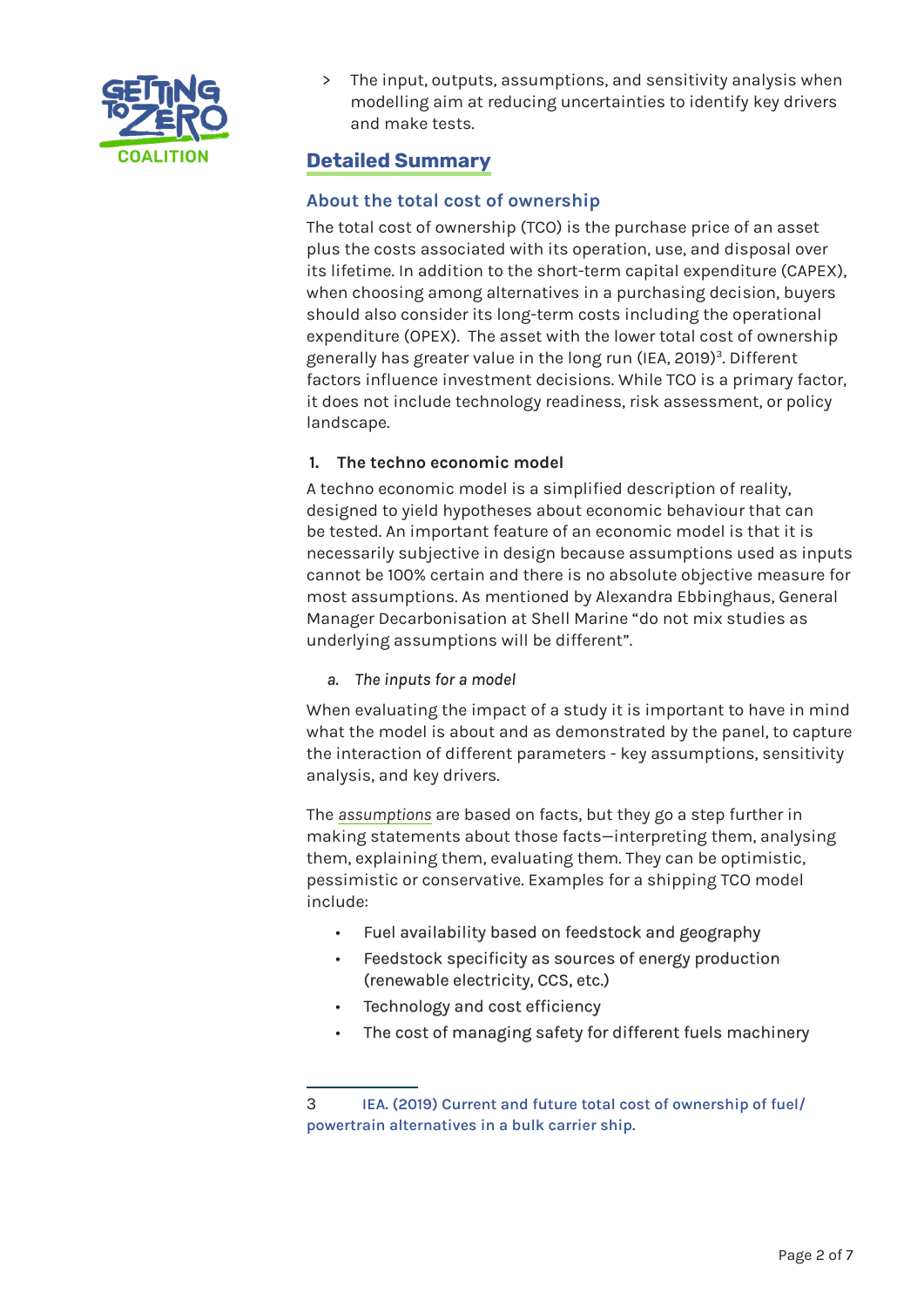> The input, outputs, assumptions, and sensitivity analysis when modelling aim at reducing uncertainties to identify key drivers and make tests.

## Detailed Summary

### About the total cost of ownership

The total cost of ownership (TCO) is the purchase price of an asset plus the costs associated with its operation, use, and disposal over its lifetime. In addition to the short-term capital expenditure (CAPEX), when choosing among alternatives in a purchasing decision, buyers should also consider its long-term costs including the operational expenditure (OPEX). The asset with the lower total cost of ownership generally has greater value in the long run (IEA, 2019)[3]. Different factors influence investment decisions. While TCO is a primary factor, it does not include technology readiness, risk assessment, or policy landscape.

#### 1. The techno economic model

A techno economic model is a simplified description of reality, designed to yield hypotheses about economic behaviour that can be tested. An important feature of an economic model is that it is necessarily subjective in design because assumptions used as inputs cannot be 100% certain and there is no absolute objective measure for most assumptions. As mentioned by Alexandra Ebbinghaus, General Manager Decarbonisation at Shell Marine "do not mix studies as underlying assumptions will be different".

*a. The inputs for a model*

When evaluating the impact of a study it is important to have in mind what the model is about and as demonstrated by the panel, to capture the interaction of different parameters - key assumptions, sensitivity analysis, and key drivers.

The *assumptions* are based on facts, but they go a step further in making statements about those facts—interpreting them, analysing them, explaining them, evaluating them. They can be optimistic, pessimistic or conservative. Examples for a shipping TCO model include:

- Fuel availability based on feedstock and geography
- Feedstock specificity as sources of energy production (renewable electricity, CCS, etc.)
- Technology and cost efficiency
- The cost of managing safety for different fuels machinery

---

3 IEA. (2019) Current and future total cost of ownership of fuel/powertrain alternatives in a bulk carrier ship.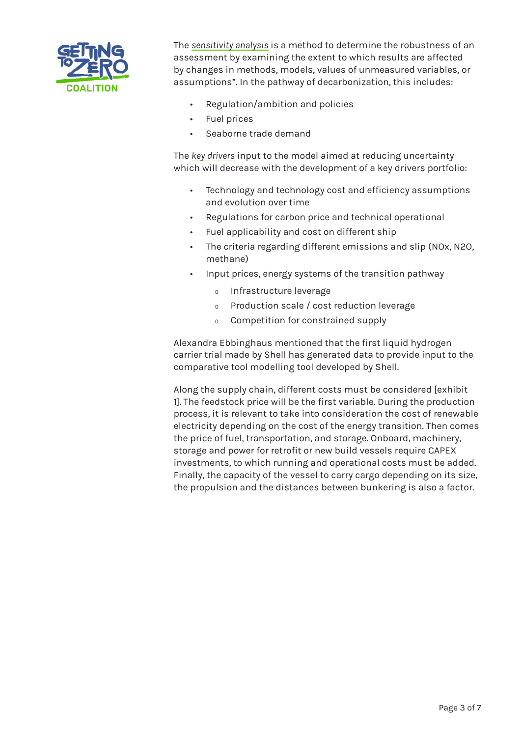The *sensitivity analysis* is a method to determine the robustness of an assessment by examining the extent to which results are affected by changes in methods, models, values of unmeasured variables, or assumptions". In the pathway of decarbonization, this includes:

- Regulation/ambition and policies
- Fuel prices
- Seaborne trade demand

The *key drivers* input to the model aimed at reducing uncertainty which will decrease with the development of a key drivers portfolio:

- Technology and technology cost and efficiency assumptions and evolution over time
- Regulations for carbon price and technical operational
- Fuel applicability and cost on different ship
- The criteria regarding different emissions and slip (NOx, N2O, methane)
- Input prices, energy systems of the transition pathway
    - Infrastructure leverage
    - Production scale / cost reduction leverage
    - Competition for constrained supply

Alexandra Ebbinghaus mentioned that the first liquid hydrogen carrier trial made by Shell has generated data to provide input to the comparative tool modelling tool developed by Shell.

Along the supply chain, different costs must be considered [exhibit 1]. The feedstock price will be the first variable. During the production process, it is relevant to take into consideration the cost of renewable electricity depending on the cost of the energy transition. Then comes the price of fuel, transportation, and storage. Onboard, machinery, storage and power for retrofit or new build vessels require CAPEX investments, to which running and operational costs must be added. Finally, the capacity of the vessel to carry cargo depending on its size, the propulsion and the distances between bunkering is also a factor.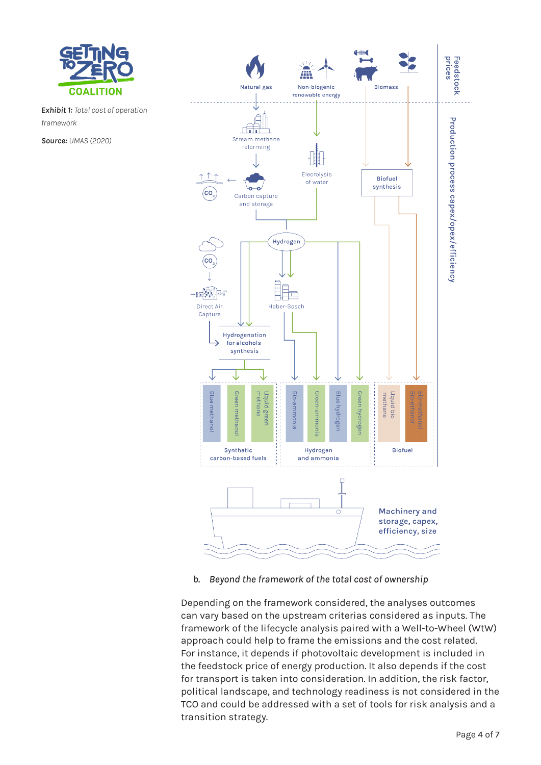**Exhibit 1:** *Total cost of operation framework*

**Source:** *UMAS (2020)*

Feedstock prices

Natural gas

Non-biogenic renewable energy

Biomass

Production process capex/opex/efficiency

Stream methane reforming

Elecrolysis of water

Biofuel synthesis

Carbon capture and storage

$CO_2$

Hydrogen

$CO_2$

Direct Air Capture

Haber-Bosch

Hydrogenation for alcohols synthesis

Blue methanol

Green methanol

Liquid green methane

Bio-ammonia

Green-ammonia

Blue hydrogen

Green hydrogen

Liquid bio methane

Bio-methanol Bio-ethanol

Synthetic carbon-based fuels

Hydrogen and ammonia

Biofuel

Machinery and storage, capex, efficiency, size

*b. Beyond the framework of the total cost of ownership*

Depending on the framework considered, the analyses outcomes can vary based on the upstream criterias considered as inputs. The framework of the lifecycle analysis paired with a Well-to-Wheel (WtW) approach could help to frame the emissions and the cost related. For instance, it depends if photovoltaic development is included in the feedstock price of energy production. It also depends if the cost for transport is taken into consideration. In addition, the risk factor, political landscape, and technology readiness is not considered in the TCO and could be addressed with a set of tools for risk analysis and a transition strategy.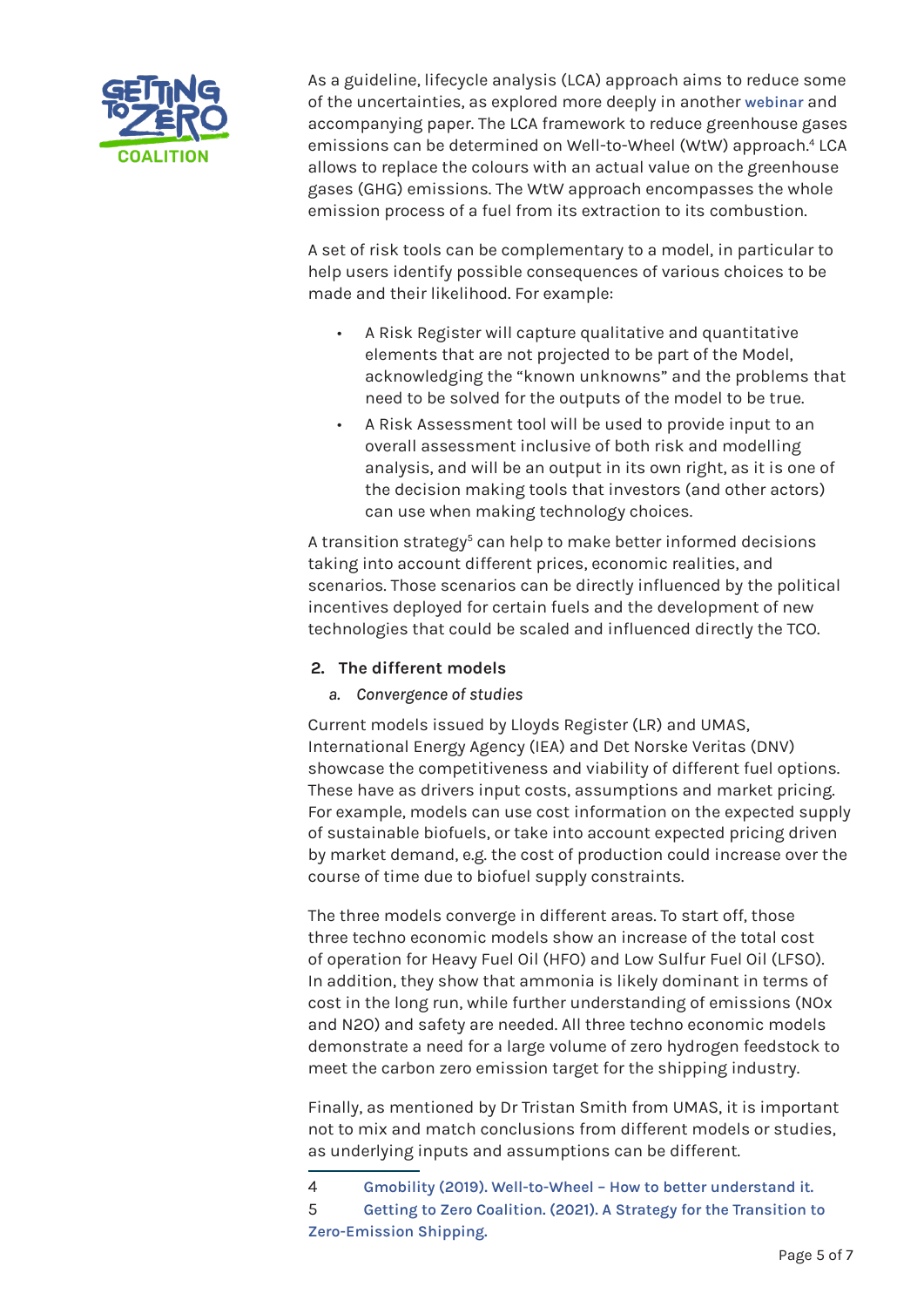As a guideline, lifecycle analysis (LCA) approach aims to reduce some of the uncertainties, as explored more deeply in another webinar and accompanying paper. The LCA framework to reduce greenhouse gases emissions can be determined on Well-to-Wheel (WtW) approach.[4] LCA allows to replace the colours with an actual value on the greenhouse gases (GHG) emissions. The WtW approach encompasses the whole emission process of a fuel from its extraction to its combustion.

A set of risk tools can be complementary to a model, in particular to help users identify possible consequences of various choices to be made and their likelihood. For example:

- A Risk Register will capture qualitative and quantitative elements that are not projected to be part of the Model, acknowledging the "known unknowns" and the problems that need to be solved for the outputs of the model to be true.
- A Risk Assessment tool will be used to provide input to an overall assessment inclusive of both risk and modelling analysis, and will be an output in its own right, as it is one of the decision making tools that investors (and other actors) can use when making technology choices.

A transition strategy[5] can help to make better informed decisions taking into account different prices, economic realities, and scenarios. Those scenarios can be directly influenced by the political incentives deployed for certain fuels and the development of new technologies that could be scaled and influenced directly the TCO.

## 2. The different models

### *a. Convergence of studies*

Current models issued by Lloyds Register (LR) and UMAS, International Energy Agency (IEA) and Det Norske Veritas (DNV) showcase the competitiveness and viability of different fuel options. These have as drivers input costs, assumptions and market pricing. For example, models can use cost information on the expected supply of sustainable biofuels, or take into account expected pricing driven by market demand, e.g. the cost of production could increase over the course of time due to biofuel supply constraints.

The three models converge in different areas. To start off, those three techno economic models show an increase of the total cost of operation for Heavy Fuel Oil (HFO) and Low Sulfur Fuel Oil (LFSO). In addition, they show that ammonia is likely dominant in terms of cost in the long run, while further understanding of emissions (NOx and N2O) and safety are needed. All three techno economic models demonstrate a need for a large volume of zero hydrogen feedstock to meet the carbon zero emission target for the shipping industry.

Finally, as mentioned by Dr Tristan Smith from UMAS, it is important not to mix and match conclusions from different models or studies, as underlying inputs and assumptions can be different.

---

4 Gmobility (2019). Well-to-Wheel – How to better understand it.

5 Getting to Zero Coalition. (2021). A Strategy for the Transition to Zero-Emission Shipping.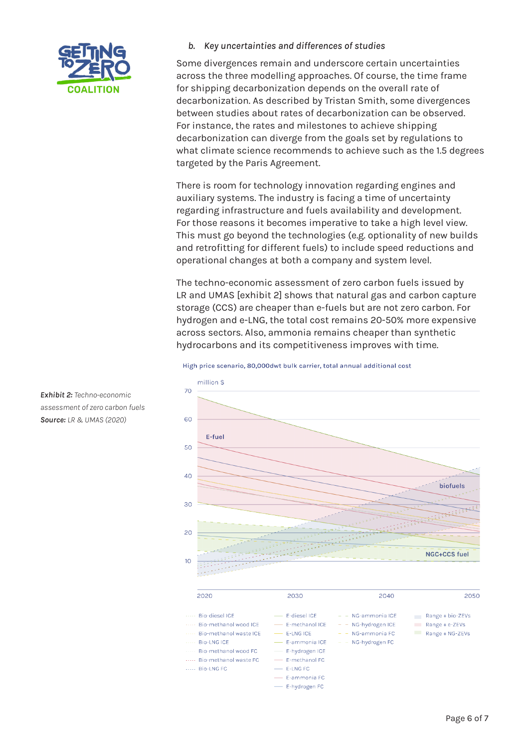### b. *Key uncertainties and differences of studies*

Some divergences remain and underscore certain uncertainties across the three modelling approaches. Of course, the time frame for shipping decarbonization depends on the overall rate of decarbonization. As described by Tristan Smith, some divergences between studies about rates of decarbonization can be observed. For instance, the rates and milestones to achieve shipping decarbonization can diverge from the goals set by regulations to what climate science recommends to achieve such as the 1.5 degrees targeted by the Paris Agreement.

There is room for technology innovation regarding engines and auxiliary systems. The industry is facing a time of uncertainty regarding infrastructure and fuels availability and development. For those reasons it becomes imperative to take a high level view. This must go beyond the technologies (e.g. optionality of new builds and retrofitting for different fuels) to include speed reductions and operational changes at both a company and system level.

The techno-economic assessment of zero carbon fuels issued by LR and UMAS [exhibit 2] shows that natural gas and carbon capture storage (CCS) are cheaper than e-fuels but are not zero carbon. For hydrogen and e-LNG, the total cost remains 20-50% more expensive across sectors. Also, ammonia remains cheaper than synthetic hydrocarbons and its competitiveness improves with time.

***Exhibit 2:*** *Techno-economic assessment of zero carbon fuels*
***Source:*** *LR & UMAS (2020)*

High price scenario, 80,000dwt bulk carrier, total annual additional cost

million $

70
60
50
40
30
20
10

E-fuel
biofuels
NGC+CCS fuel

2020 2030 2040 2050

Bio-diesel ICE
Bio-methanol wood ICE
Bio-methanol waste ICE
Bio-LNG ICE
Bio-methanol wood FC
Bio-methanol waste FC
Bio-LNG FC

E-diesel ICE
E-methanol ICE
E-LNG ICE
E-ammonia ICE
E-hydrogen ICE
E-methanol FC
E-LNG FC
E-ammonia FC
E-hydrogen FC

NG-ammonia ICE
NG-hydrogen ICE
NG-ammonia FC
NG-hydrogen FC

Range + bio-ZEVs
Range + e-ZEVs
Range + NG-ZEVs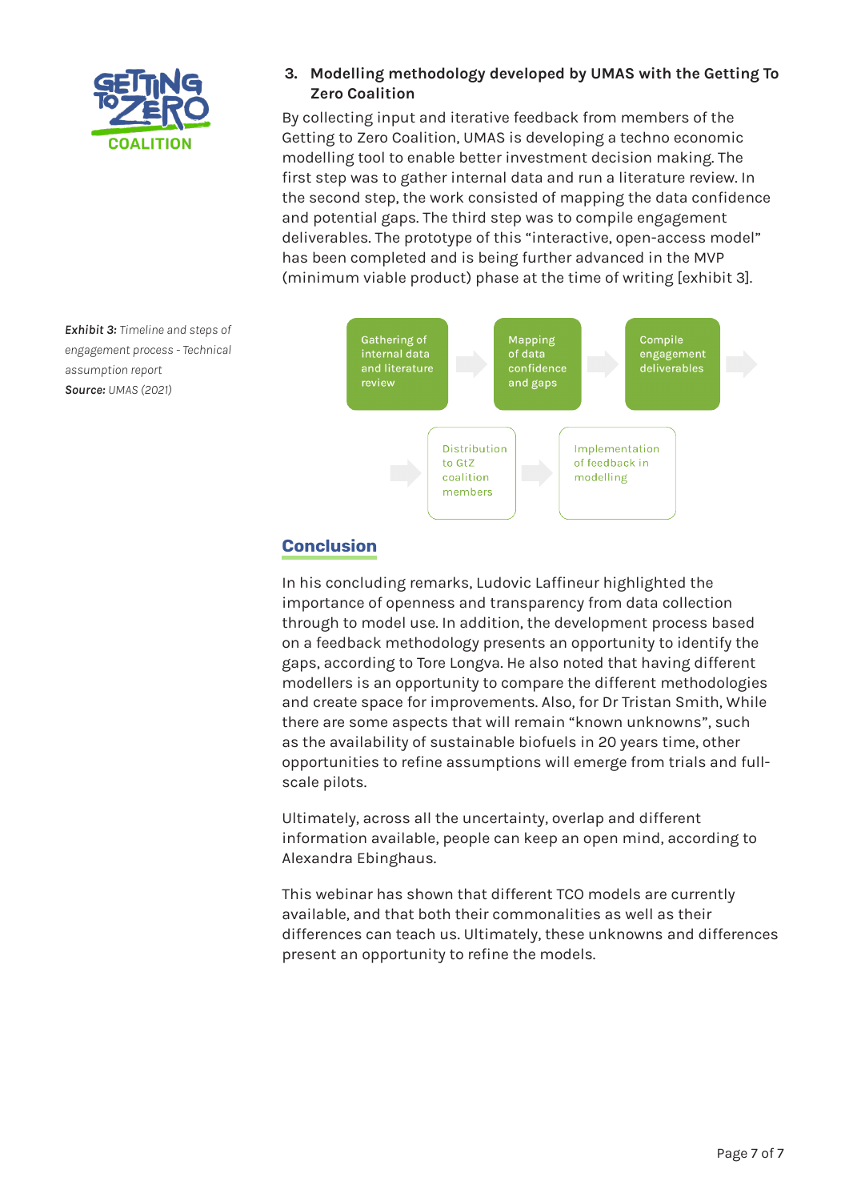### 3. Modelling methodology developed by UMAS with the Getting To Zero Coalition

By collecting input and iterative feedback from members of the Getting to Zero Coalition, UMAS is developing a techno economic modelling tool to enable better investment decision making. The first step was to gather internal data and run a literature review. In the second step, the work consisted of mapping the data confidence and potential gaps. The third step was to compile engagement deliverables. The prototype of this “interactive, open-access model” has been completed and is being further advanced in the MVP (minimum viable product) phase at the time of writing [exhibit 3].

Gathering of internal data and literature review

Mapping of data confidence and gaps

Compile engagement deliverables

Distribution to GtZ coalition members

Implementation of feedback in modelling

***Exhibit 3:*** *Timeline and steps of engagement process - Technical assumption report*
***Source:*** *UMAS (2021)*

## Conclusion

In his concluding remarks, Ludovic Laffineur highlighted the importance of openness and transparency from data collection through to model use. In addition, the development process based on a feedback methodology presents an opportunity to identify the gaps, according to Tore Longva. He also noted that having different modellers is an opportunity to compare the different methodologies and create space for improvements. Also, for Dr Tristan Smith, While there are some aspects that will remain “known unknowns”, such as the availability of sustainable biofuels in 20 years time, other opportunities to refine assumptions will emerge from trials and full-scale pilots.

Ultimately, across all the uncertainty, overlap and different information available, people can keep an open mind, according to Alexandra Ebinghaus.

This webinar has shown that different TCO models are currently available, and that both their commonalities as well as their differences can teach us. Ultimately, these unknowns and differences present an opportunity to refine the models.